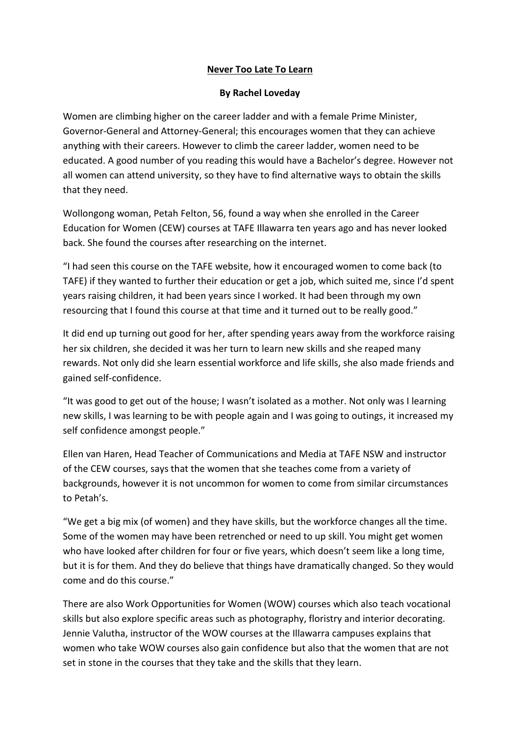**Never Too Late To Learn**

**By Rachel Loveday**

Women are climbing higher on the career ladder and with a female Prime Minister, Governor-General and Attorney-General; this encourages women that they can achieve anything with their careers. However to climb the career ladder, women need to be educated. A good number of you reading this would have a Bachelor's degree. However not all women can attend university, so they have to find alternative ways to obtain the skills that they need.

Wollongong woman, Petah Felton, 56, found a way when she enrolled in the Career Education for Women (CEW) courses at TAFE Illawarra ten years ago and has never looked back. She found the courses after researching on the internet.

"I had seen this course on the TAFE website, how it encouraged women to come back (to TAFE) if they wanted to further their education or get a job, which suited me, since I'd spent years raising children, it had been years since I worked. It had been through my own resourcing that I found this course at that time and it turned out to be really good."

It did end up turning out good for her, after spending years away from the workforce raising her six children, she decided it was her turn to learn new skills and she reaped many rewards. Not only did she learn essential workforce and life skills, she also made friends and gained self-confidence.

"It was good to get out of the house; I wasn't isolated as a mother. Not only was I learning new skills, I was learning to be with people again and I was going to outings, it increased my self confidence amongst people."

Ellen van Haren, Head Teacher of Communications and Media at TAFE NSW and instructor of the CEW courses, says that the women that she teaches come from a variety of backgrounds, however it is not uncommon for women to come from similar circumstances to Petah's.

"We get a big mix (of women) and they have skills, but the workforce changes all the time. Some of the women may have been retrenched or need to up skill. You might get women who have looked after children for four or five years, which doesn't seem like a long time, but it is for them. And they do believe that things have dramatically changed. So they would come and do this course."

There are also Work Opportunities for Women (WOW) courses which also teach vocational skills but also explore specific areas such as photography, floristry and interior decorating. Jennie Valutha, instructor of the WOW courses at the Illawarra campuses explains that women who take WOW courses also gain confidence but also that the women that are not set in stone in the courses that they take and the skills that they learn.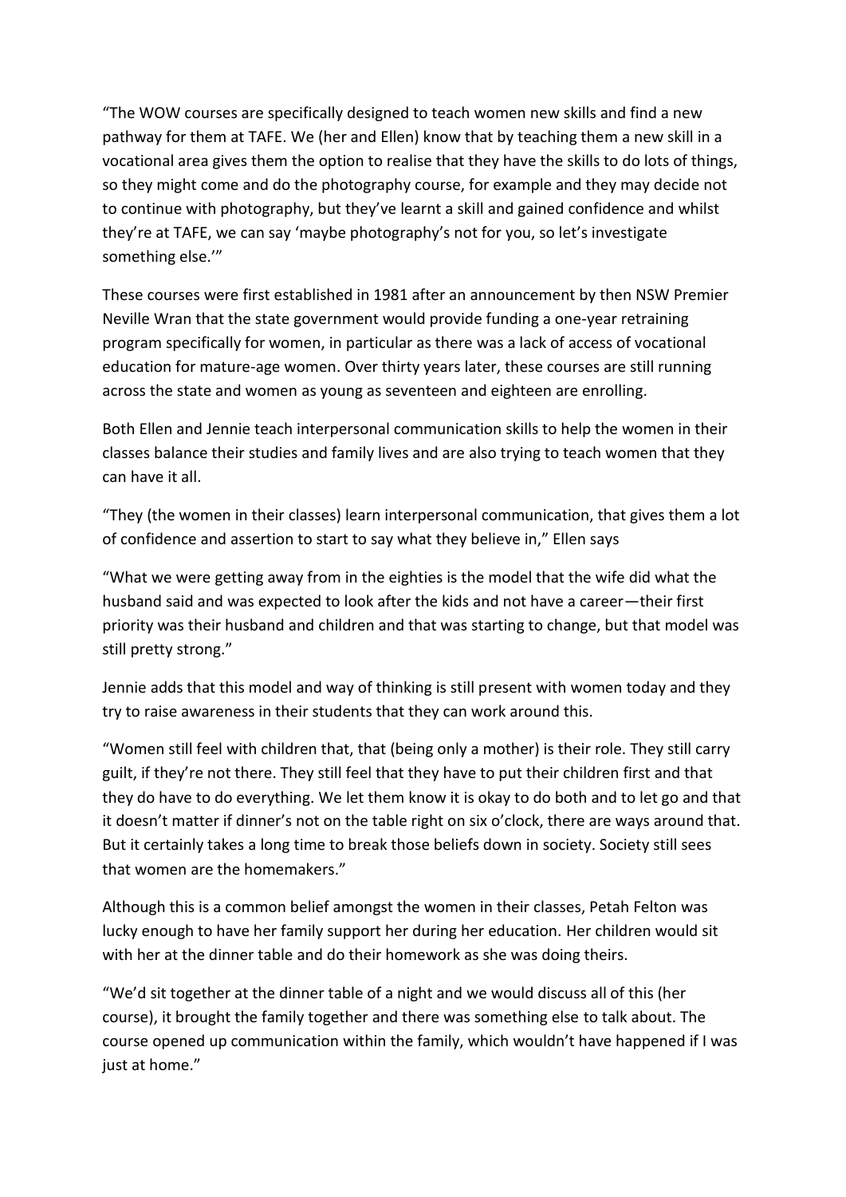"The WOW courses are specifically designed to teach women new skills and find a new pathway for them at TAFE. We (her and Ellen) know that by teaching them a new skill in a vocational area gives them the option to realise that they have the skills to do lots of things, so they might come and do the photography course, for example and they may decide not to continue with photography, but they've learnt a skill and gained confidence and whilst they're at TAFE, we can say 'maybe photography's not for you, so let's investigate something else.'"

These courses were first established in 1981 after an announcement by then NSW Premier Neville Wran that the state government would provide funding a one-year retraining program specifically for women, in particular as there was a lack of access of vocational education for mature-age women. Over thirty years later, these courses are still running across the state and women as young as seventeen and eighteen are enrolling.

Both Ellen and Jennie teach interpersonal communication skills to help the women in their classes balance their studies and family lives and are also trying to teach women that they can have it all.

"They (the women in their classes) learn interpersonal communication, that gives them a lot of confidence and assertion to start to say what they believe in," Ellen says

"What we were getting away from in the eighties is the model that the wife did what the husband said and was expected to look after the kids and not have a career—their first priority was their husband and children and that was starting to change, but that model was still pretty strong."

Jennie adds that this model and way of thinking is still present with women today and they try to raise awareness in their students that they can work around this.

"Women still feel with children that, that (being only a mother) is their role. They still carry guilt, if they're not there. They still feel that they have to put their children first and that they do have to do everything. We let them know it is okay to do both and to let go and that it doesn't matter if dinner's not on the table right on six o'clock, there are ways around that. But it certainly takes a long time to break those beliefs down in society. Society still sees that women are the homemakers."

Although this is a common belief amongst the women in their classes, Petah Felton was lucky enough to have her family support her during her education. Her children would sit with her at the dinner table and do their homework as she was doing theirs.

"We'd sit together at the dinner table of a night and we would discuss all of this (her course), it brought the family together and there was something else to talk about. The course opened up communication within the family, which wouldn't have happened if I was just at home."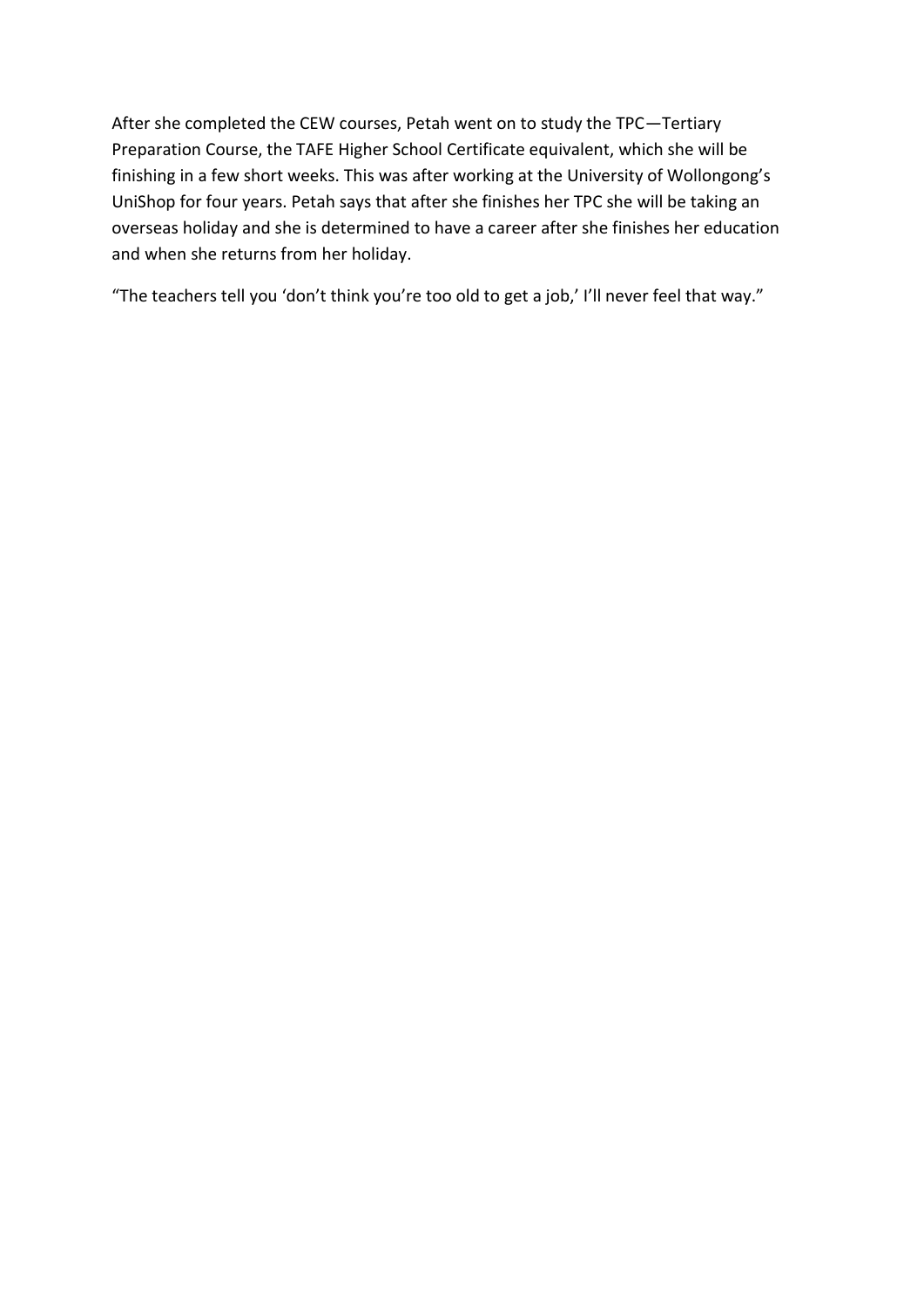After she completed the CEW courses, Petah went on to study the TPC—Tertiary Preparation Course, the TAFE Higher School Certificate equivalent, which she will be finishing in a few short weeks. This was after working at the University of Wollongong's UniShop for four years. Petah says that after she finishes her TPC she will be taking an overseas holiday and she is determined to have a career after she finishes her education and when she returns from her holiday.

"The teachers tell you 'don't think you're too old to get a job,' I'll never feel that way."